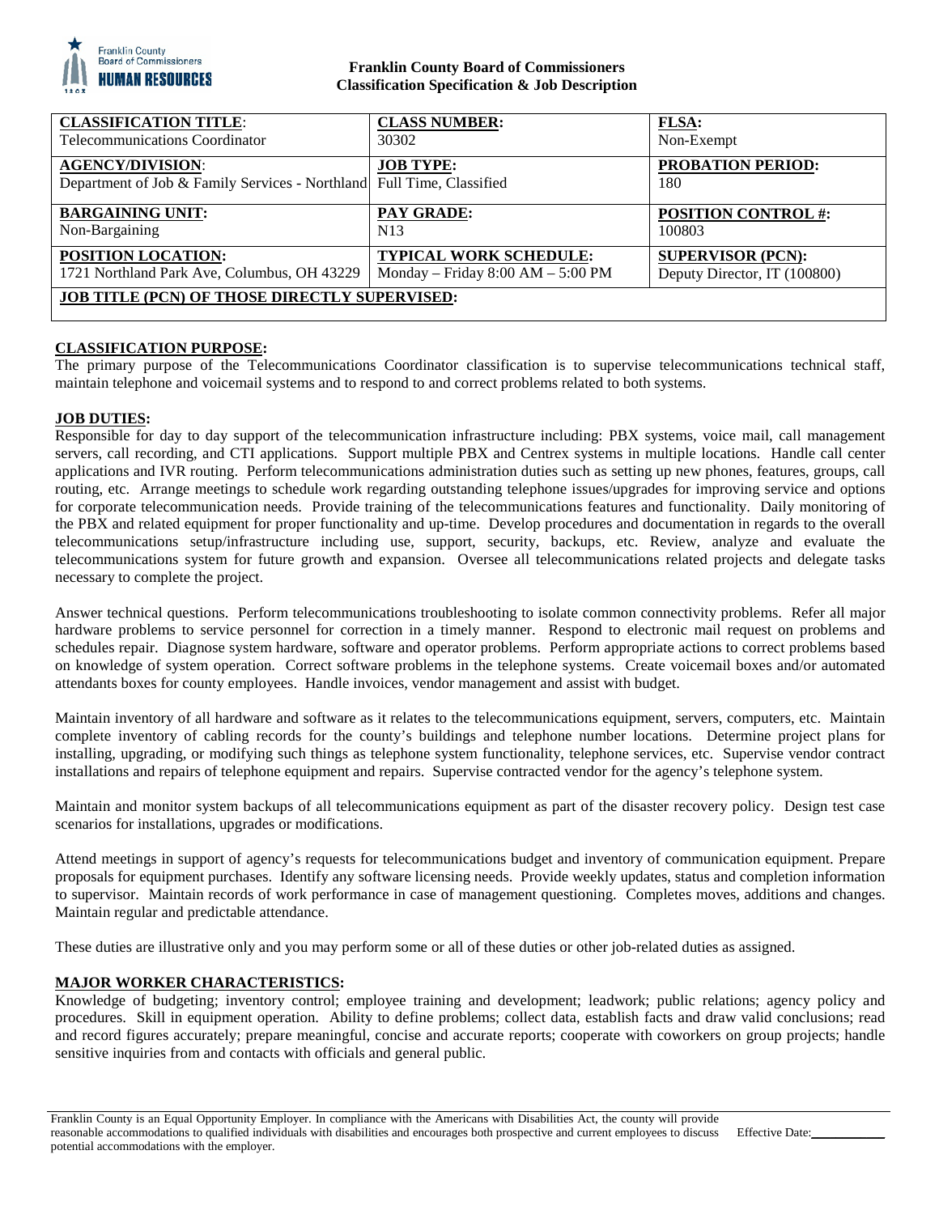**Franklin County Board of Commissioners**
**Classification Specification & Job Description**

| **CLASSIFICATION TITLE**: Telecommunications Coordinator | **CLASS NUMBER:** 30302 | **FLSA:** Non-Exempt |
|---|---|---|
| **AGENCY/DIVISION**: Department of Job & Family Services - Northland | **JOB TYPE:** Full Time, Classified | **PROBATION PERIOD:** 180 |
| **BARGAINING UNIT:** Non-Bargaining | **PAY GRADE:** N13 | **POSITION CONTROL #:** 100803 |
| **POSITION LOCATION:** 1721 Northland Park Ave, Columbus, OH 43229 | **TYPICAL WORK SCHEDULE:** Monday – Friday 8:00 AM – 5:00 PM | **SUPERVISOR (PCN):** Deputy Director, IT (100800) |
| **JOB TITLE (PCN) OF THOSE DIRECTLY SUPERVISED:** | | |

**CLASSIFICATION PURPOSE:**

The primary purpose of the Telecommunications Coordinator classification is to supervise telecommunications technical staff, maintain telephone and voicemail systems and to respond to and correct problems related to both systems.

**JOB DUTIES:**

Responsible for day to day support of the telecommunication infrastructure including: PBX systems, voice mail, call management servers, call recording, and CTI applications. Support multiple PBX and Centrex systems in multiple locations. Handle call center applications and IVR routing. Perform telecommunications administration duties such as setting up new phones, features, groups, call routing, etc. Arrange meetings to schedule work regarding outstanding telephone issues/upgrades for improving service and options for corporate telecommunication needs. Provide training of the telecommunications features and functionality. Daily monitoring of the PBX and related equipment for proper functionality and up-time. Develop procedures and documentation in regards to the overall telecommunications setup/infrastructure including use, support, security, backups, etc. Review, analyze and evaluate the telecommunications system for future growth and expansion. Oversee all telecommunications related projects and delegate tasks necessary to complete the project.

Answer technical questions. Perform telecommunications troubleshooting to isolate common connectivity problems. Refer all major hardware problems to service personnel for correction in a timely manner. Respond to electronic mail request on problems and schedules repair. Diagnose system hardware, software and operator problems. Perform appropriate actions to correct problems based on knowledge of system operation. Correct software problems in the telephone systems. Create voicemail boxes and/or automated attendants boxes for county employees. Handle invoices, vendor management and assist with budget.

Maintain inventory of all hardware and software as it relates to the telecommunications equipment, servers, computers, etc. Maintain complete inventory of cabling records for the county's buildings and telephone number locations. Determine project plans for installing, upgrading, or modifying such things as telephone system functionality, telephone services, etc. Supervise vendor contract installations and repairs of telephone equipment and repairs. Supervise contracted vendor for the agency's telephone system.

Maintain and monitor system backups of all telecommunications equipment as part of the disaster recovery policy. Design test case scenarios for installations, upgrades or modifications.

Attend meetings in support of agency's requests for telecommunications budget and inventory of communication equipment. Prepare proposals for equipment purchases. Identify any software licensing needs. Provide weekly updates, status and completion information to supervisor. Maintain records of work performance in case of management questioning. Completes moves, additions and changes. Maintain regular and predictable attendance.

These duties are illustrative only and you may perform some or all of these duties or other job-related duties as assigned.

**MAJOR WORKER CHARACTERISTICS:**

Knowledge of budgeting; inventory control; employee training and development; leadwork; public relations; agency policy and procedures. Skill in equipment operation. Ability to define problems; collect data, establish facts and draw valid conclusions; read and record figures accurately; prepare meaningful, concise and accurate reports; cooperate with coworkers on group projects; handle sensitive inquiries from and contacts with officials and general public.

Franklin County is an Equal Opportunity Employer. In compliance with the Americans with Disabilities Act, the county will provide reasonable accommodations to qualified individuals with disabilities and encourages both prospective and current employees to discuss potential accommodations with the employer.

Effective Date:___________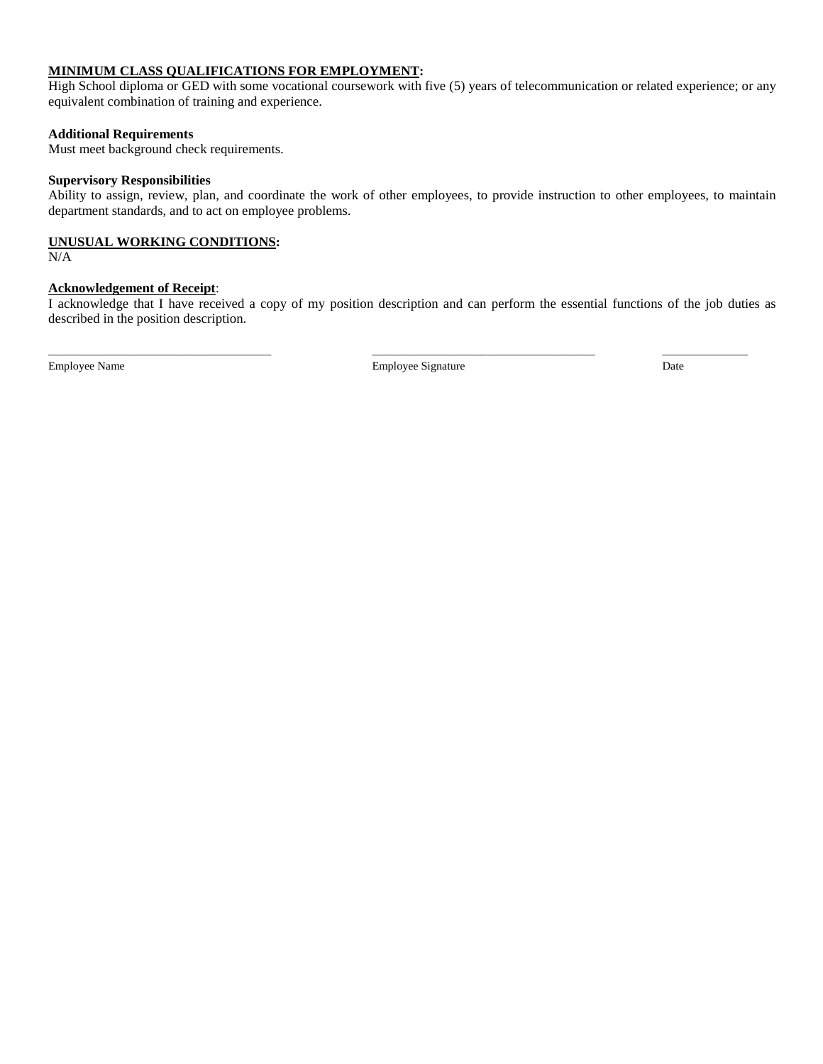**<u>MINIMUM CLASS QUALIFICATIONS FOR EMPLOYMENT</u>:**
High School diploma or GED with some vocational coursework with five (5) years of telecommunication or related experience; or any equivalent combination of training and experience.

**Additional Requirements**
Must meet background check requirements.

**Supervisory Responsibilities**
Ability to assign, review, plan, and coordinate the work of other employees, to provide instruction to other employees, to maintain department standards, and to act on employee problems.

**<u>UNUSUAL WORKING CONDITIONS</u>:**
N/A

**<u>Acknowledgement of Receipt</u>**:
I acknowledge that I have received a copy of my position description and can perform the essential functions of the job duties as described in the position description.

| | | |
|---|---|---|
| ___________________________________ | ___________________________________ | ______________ |
| Employee Name | Employee Signature | Date |